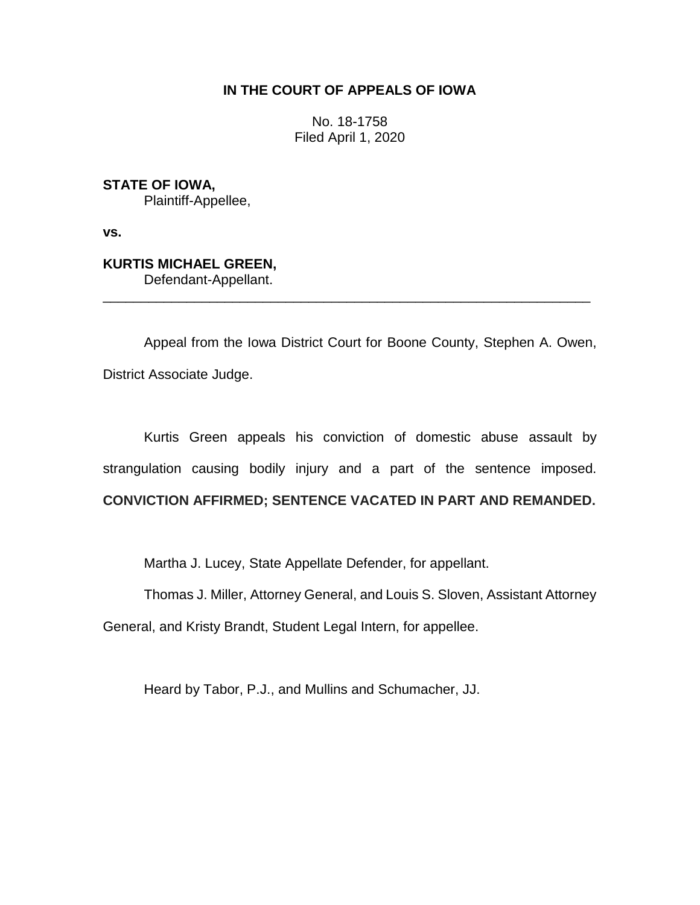**IN THE COURT OF APPEALS OF IOWA**

No. 18-1758
Filed April 1, 2020

**STATE OF IOWA,**
Plaintiff-Appellee,

**vs.**

**KURTIS MICHAEL GREEN,**
Defendant-Appellant.

---

Appeal from the Iowa District Court for Boone County, Stephen A. Owen, District Associate Judge.

Kurtis Green appeals his conviction of domestic abuse assault by strangulation causing bodily injury and a part of the sentence imposed. **CONVICTION AFFIRMED; SENTENCE VACATED IN PART AND REMANDED.**

Martha J. Lucey, State Appellate Defender, for appellant.

Thomas J. Miller, Attorney General, and Louis S. Sloven, Assistant Attorney General, and Kristy Brandt, Student Legal Intern, for appellee.

Heard by Tabor, P.J., and Mullins and Schumacher, JJ.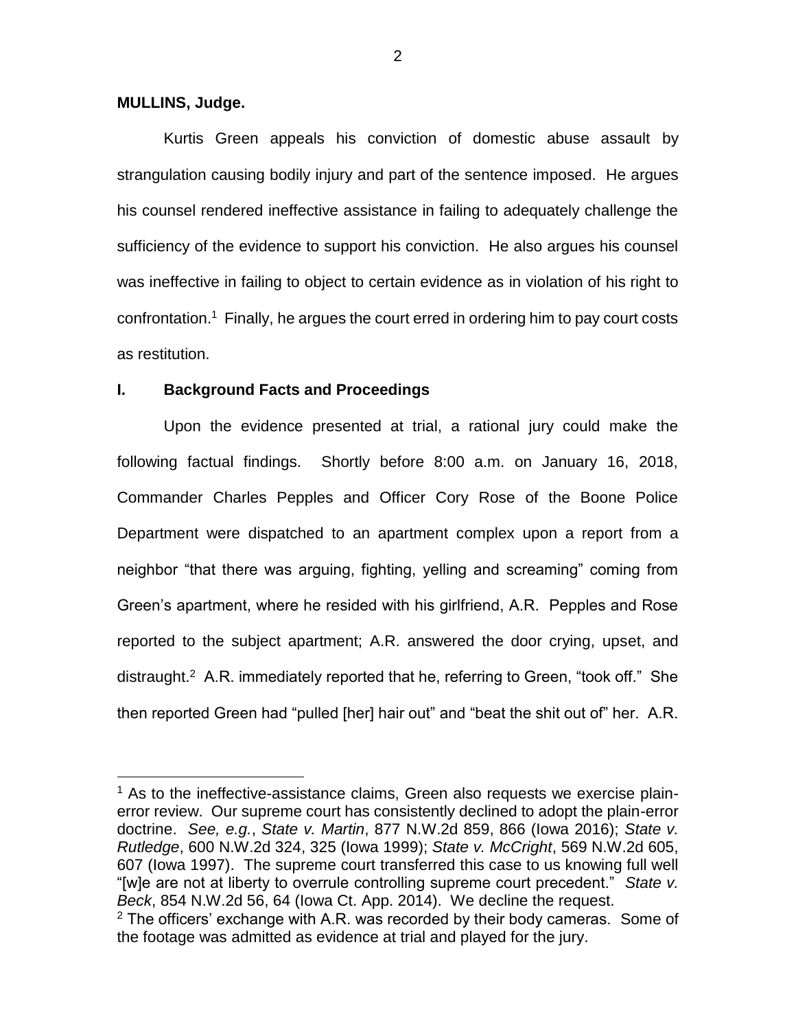**MULLINS, Judge.**

Kurtis Green appeals his conviction of domestic abuse assault by strangulation causing bodily injury and part of the sentence imposed. He argues his counsel rendered ineffective assistance in failing to adequately challenge the sufficiency of the evidence to support his conviction. He also argues his counsel was ineffective in failing to object to certain evidence as in violation of his right to confrontation.[1] Finally, he argues the court erred in ordering him to pay court costs as restitution.

## I. Background Facts and Proceedings

Upon the evidence presented at trial, a rational jury could make the following factual findings. Shortly before 8:00 a.m. on January 16, 2018, Commander Charles Pepples and Officer Cory Rose of the Boone Police Department were dispatched to an apartment complex upon a report from a neighbor "that there was arguing, fighting, yelling and screaming" coming from Green's apartment, where he resided with his girlfriend, A.R. Pepples and Rose reported to the subject apartment; A.R. answered the door crying, upset, and distraught.[2] A.R. immediately reported that he, referring to Green, "took off." She then reported Green had "pulled [her] hair out" and "beat the shit out of" her. A.R.

---

[1] As to the ineffective-assistance claims, Green also requests we exercise plain-error review. Our supreme court has consistently declined to adopt the plain-error doctrine. *See, e.g.*, *State v. Martin*, 877 N.W.2d 859, 866 (Iowa 2016); *State v. Rutledge*, 600 N.W.2d 324, 325 (Iowa 1999); *State v. McCright*, 569 N.W.2d 605, 607 (Iowa 1997). The supreme court transferred this case to us knowing full well "[w]e are not at liberty to overrule controlling supreme court precedent." *State v. Beck*, 854 N.W.2d 56, 64 (Iowa Ct. App. 2014). We decline the request.

[2] The officers' exchange with A.R. was recorded by their body cameras. Some of the footage was admitted as evidence at trial and played for the jury.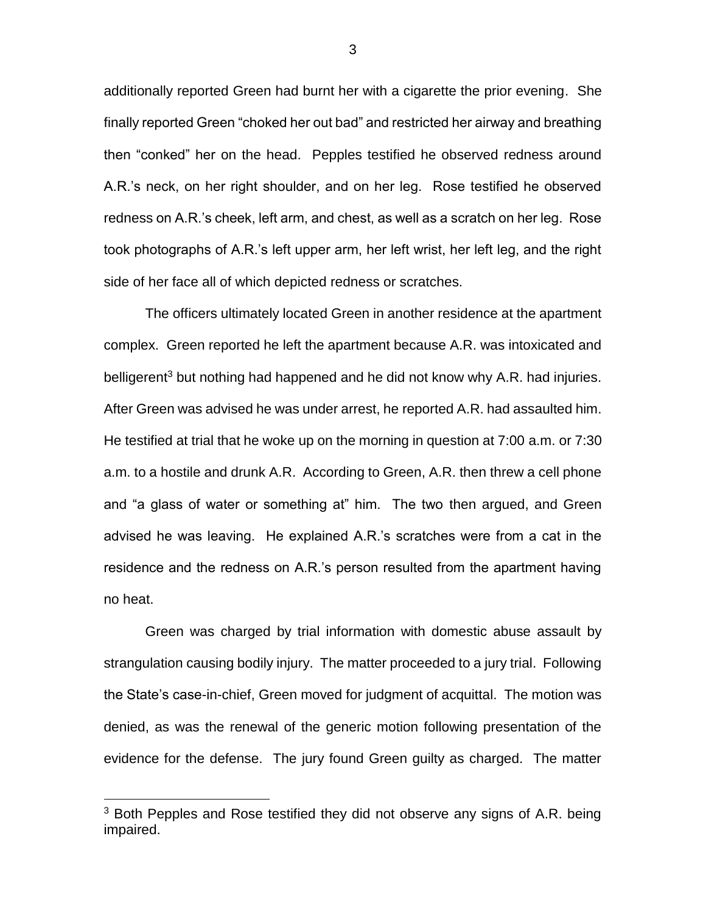additionally reported Green had burnt her with a cigarette the prior evening. She finally reported Green "choked her out bad" and restricted her airway and breathing then "conked" her on the head. Pepples testified he observed redness around A.R.'s neck, on her right shoulder, and on her leg. Rose testified he observed redness on A.R.'s cheek, left arm, and chest, as well as a scratch on her leg. Rose took photographs of A.R.'s left upper arm, her left wrist, her left leg, and the right side of her face all of which depicted redness or scratches.

The officers ultimately located Green in another residence at the apartment complex. Green reported he left the apartment because A.R. was intoxicated and belligerent[3] but nothing had happened and he did not know why A.R. had injuries. After Green was advised he was under arrest, he reported A.R. had assaulted him. He testified at trial that he woke up on the morning in question at 7:00 a.m. or 7:30 a.m. to a hostile and drunk A.R. According to Green, A.R. then threw a cell phone and "a glass of water or something at" him. The two then argued, and Green advised he was leaving. He explained A.R.'s scratches were from a cat in the residence and the redness on A.R.'s person resulted from the apartment having no heat.

Green was charged by trial information with domestic abuse assault by strangulation causing bodily injury. The matter proceeded to a jury trial. Following the State's case-in-chief, Green moved for judgment of acquittal. The motion was denied, as was the renewal of the generic motion following presentation of the evidence for the defense. The jury found Green guilty as charged. The matter

[3] Both Pepples and Rose testified they did not observe any signs of A.R. being impaired.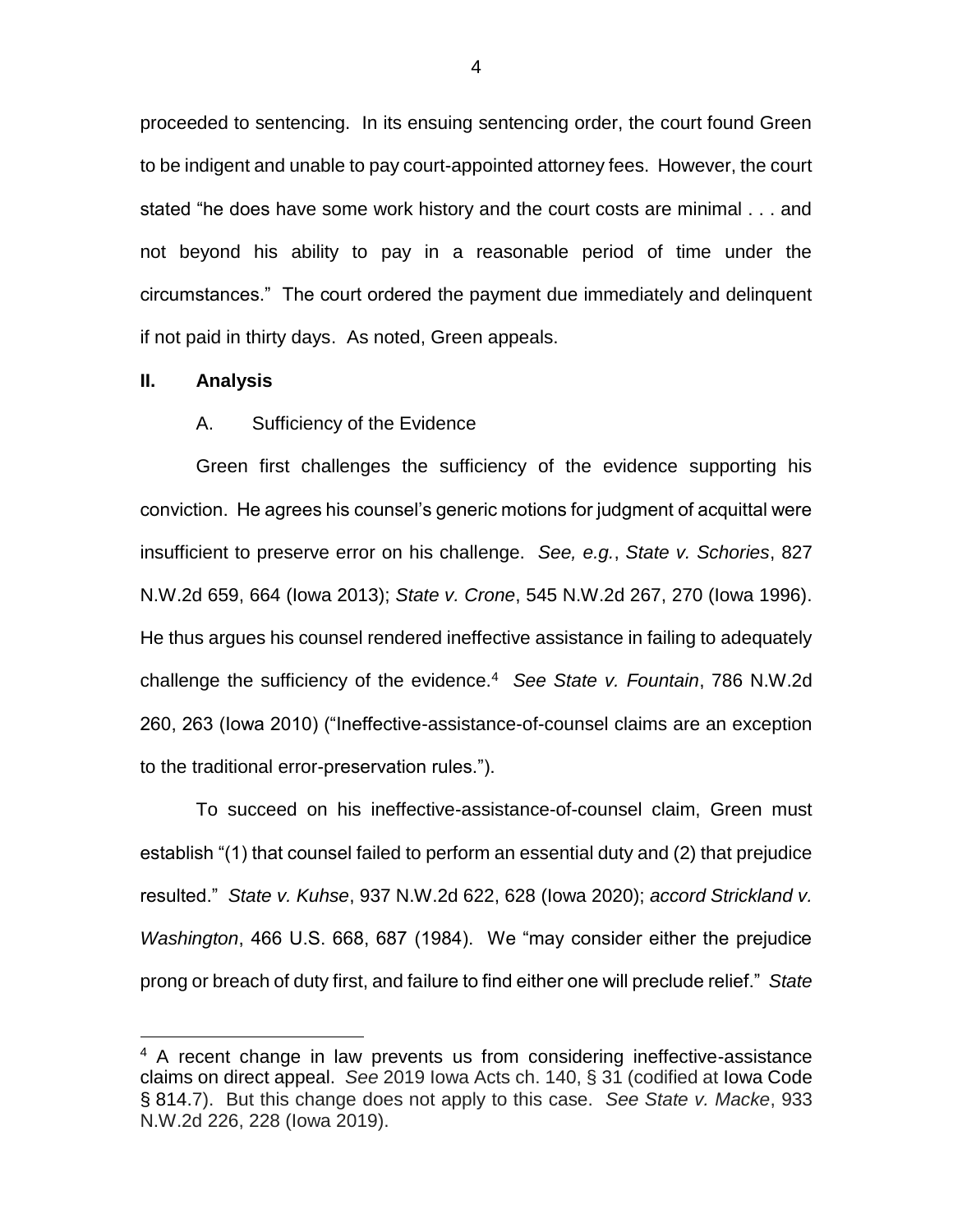proceeded to sentencing. In its ensuing sentencing order, the court found Green to be indigent and unable to pay court-appointed attorney fees. However, the court stated "he does have some work history and the court costs are minimal . . . and not beyond his ability to pay in a reasonable period of time under the circumstances." The court ordered the payment due immediately and delinquent if not paid in thirty days. As noted, Green appeals.

## II. Analysis

### A. Sufficiency of the Evidence

Green first challenges the sufficiency of the evidence supporting his conviction. He agrees his counsel's generic motions for judgment of acquittal were insufficient to preserve error on his challenge. *See, e.g.*, *State v. Schories*, 827 N.W.2d 659, 664 (Iowa 2013); *State v. Crone*, 545 N.W.2d 267, 270 (Iowa 1996). He thus argues his counsel rendered ineffective assistance in failing to adequately challenge the sufficiency of the evidence.[4] *See State v. Fountain*, 786 N.W.2d 260, 263 (Iowa 2010) ("Ineffective-assistance-of-counsel claims are an exception to the traditional error-preservation rules.").

To succeed on his ineffective-assistance-of-counsel claim, Green must establish "(1) that counsel failed to perform an essential duty and (2) that prejudice resulted." *State v. Kuhse*, 937 N.W.2d 622, 628 (Iowa 2020); *accord Strickland v. Washington*, 466 U.S. 668, 687 (1984). We "may consider either the prejudice prong or breach of duty first, and failure to find either one will preclude relief." *State*

[4] A recent change in law prevents us from considering ineffective-assistance claims on direct appeal. *See* 2019 Iowa Acts ch. 140, § 31 (codified at Iowa Code § 814.7). But this change does not apply to this case. *See State v. Macke*, 933 N.W.2d 226, 228 (Iowa 2019).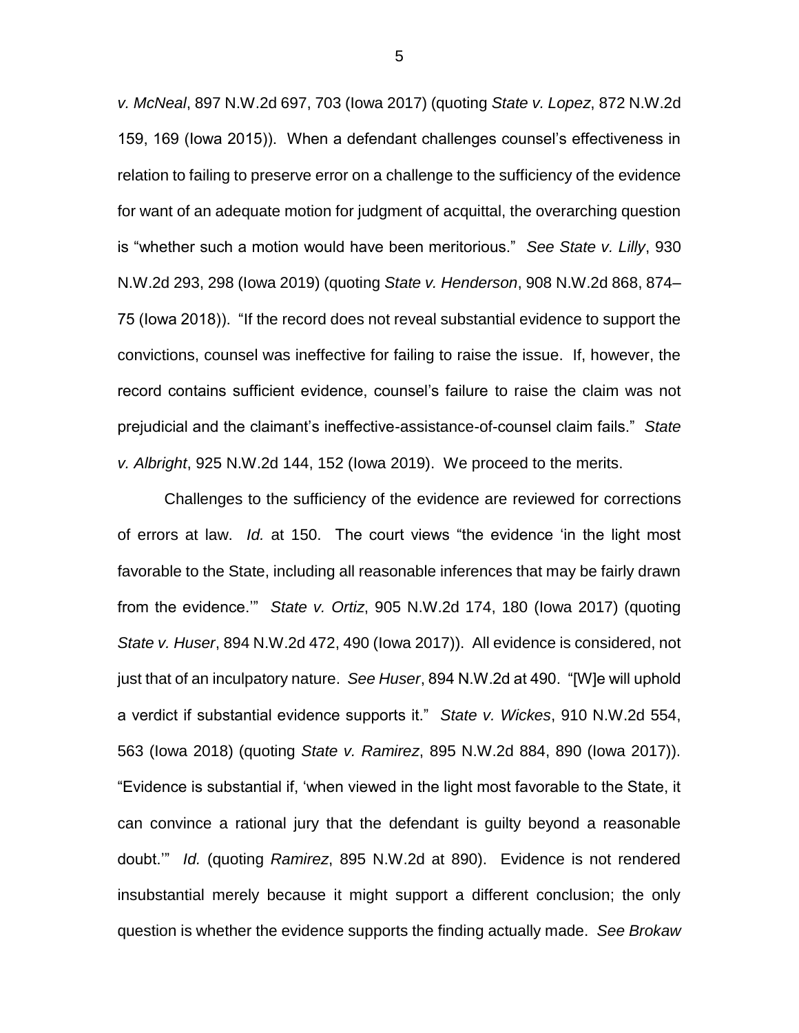*v. McNeal*, 897 N.W.2d 697, 703 (Iowa 2017) (quoting *State v. Lopez*, 872 N.W.2d 159, 169 (Iowa 2015)). When a defendant challenges counsel's effectiveness in relation to failing to preserve error on a challenge to the sufficiency of the evidence for want of an adequate motion for judgment of acquittal, the overarching question is "whether such a motion would have been meritorious." *See State v. Lilly*, 930 N.W.2d 293, 298 (Iowa 2019) (quoting *State v. Henderson*, 908 N.W.2d 868, 874–75 (Iowa 2018)). "If the record does not reveal substantial evidence to support the convictions, counsel was ineffective for failing to raise the issue. If, however, the record contains sufficient evidence, counsel's failure to raise the claim was not prejudicial and the claimant's ineffective-assistance-of-counsel claim fails." *State v. Albright*, 925 N.W.2d 144, 152 (Iowa 2019). We proceed to the merits.

Challenges to the sufficiency of the evidence are reviewed for corrections of errors at law. *Id.* at 150. The court views "the evidence 'in the light most favorable to the State, including all reasonable inferences that may be fairly drawn from the evidence.'" *State v. Ortiz*, 905 N.W.2d 174, 180 (Iowa 2017) (quoting *State v. Huser*, 894 N.W.2d 472, 490 (Iowa 2017)). All evidence is considered, not just that of an inculpatory nature. *See Huser*, 894 N.W.2d at 490. "[W]e will uphold a verdict if substantial evidence supports it." *State v. Wickes*, 910 N.W.2d 554, 563 (Iowa 2018) (quoting *State v. Ramirez*, 895 N.W.2d 884, 890 (Iowa 2017)). "Evidence is substantial if, 'when viewed in the light most favorable to the State, it can convince a rational jury that the defendant is guilty beyond a reasonable doubt.'" *Id.* (quoting *Ramirez*, 895 N.W.2d at 890). Evidence is not rendered insubstantial merely because it might support a different conclusion; the only question is whether the evidence supports the finding actually made. *See Brokaw*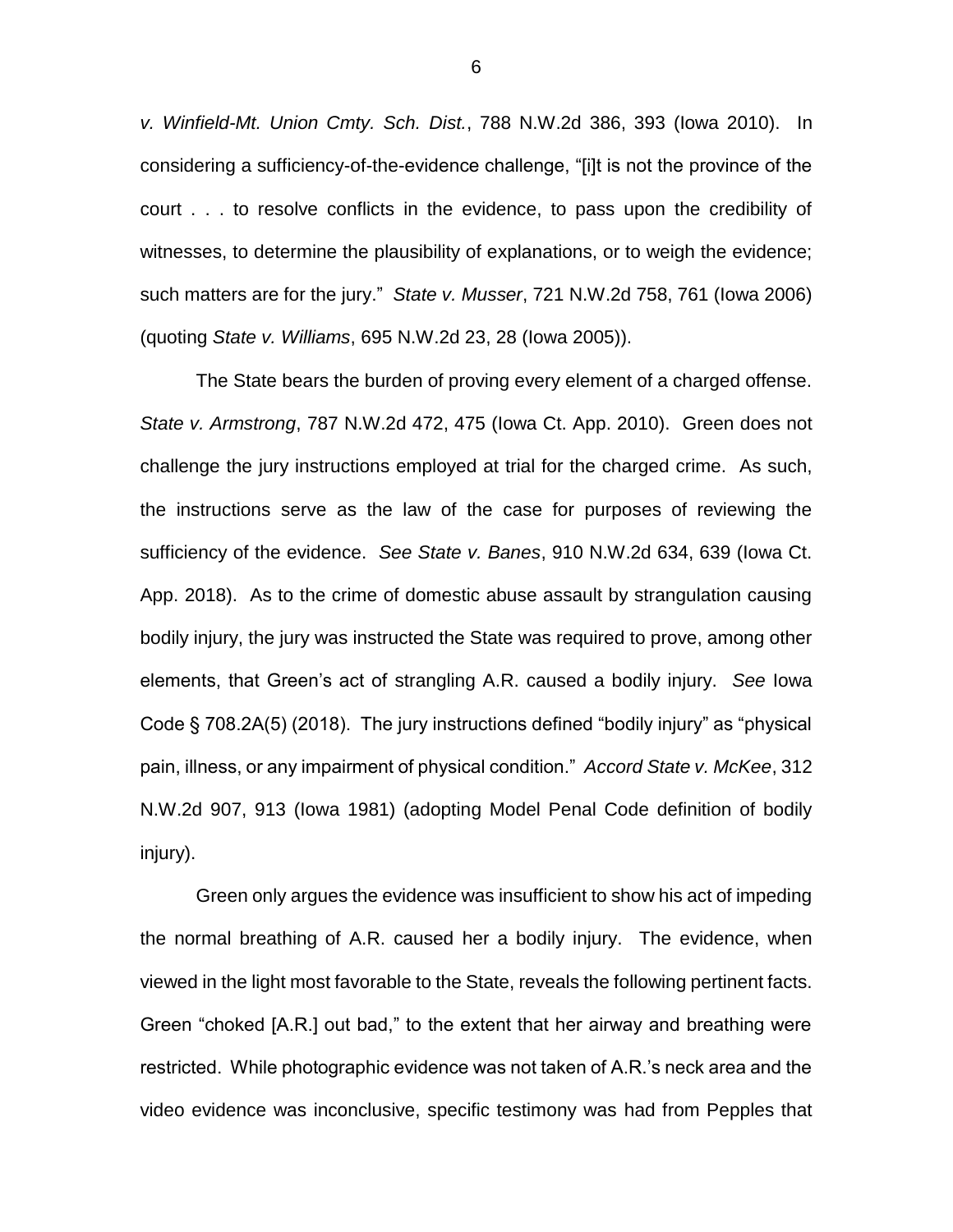*v. Winfield-Mt. Union Cmty. Sch. Dist.*, 788 N.W.2d 386, 393 (Iowa 2010). In considering a sufficiency-of-the-evidence challenge, "[i]t is not the province of the court . . . to resolve conflicts in the evidence, to pass upon the credibility of witnesses, to determine the plausibility of explanations, or to weigh the evidence; such matters are for the jury." *State v. Musser*, 721 N.W.2d 758, 761 (Iowa 2006) (quoting *State v. Williams*, 695 N.W.2d 23, 28 (Iowa 2005)).

The State bears the burden of proving every element of a charged offense. *State v. Armstrong*, 787 N.W.2d 472, 475 (Iowa Ct. App. 2010). Green does not challenge the jury instructions employed at trial for the charged crime. As such, the instructions serve as the law of the case for purposes of reviewing the sufficiency of the evidence. *See State v. Banes*, 910 N.W.2d 634, 639 (Iowa Ct. App. 2018). As to the crime of domestic abuse assault by strangulation causing bodily injury, the jury was instructed the State was required to prove, among other elements, that Green's act of strangling A.R. caused a bodily injury. *See* Iowa Code § 708.2A(5) (2018). The jury instructions defined "bodily injury" as "physical pain, illness, or any impairment of physical condition." *Accord State v. McKee*, 312 N.W.2d 907, 913 (Iowa 1981) (adopting Model Penal Code definition of bodily injury).

Green only argues the evidence was insufficient to show his act of impeding the normal breathing of A.R. caused her a bodily injury. The evidence, when viewed in the light most favorable to the State, reveals the following pertinent facts. Green "choked [A.R.] out bad," to the extent that her airway and breathing were restricted. While photographic evidence was not taken of A.R.'s neck area and the video evidence was inconclusive, specific testimony was had from Pepples that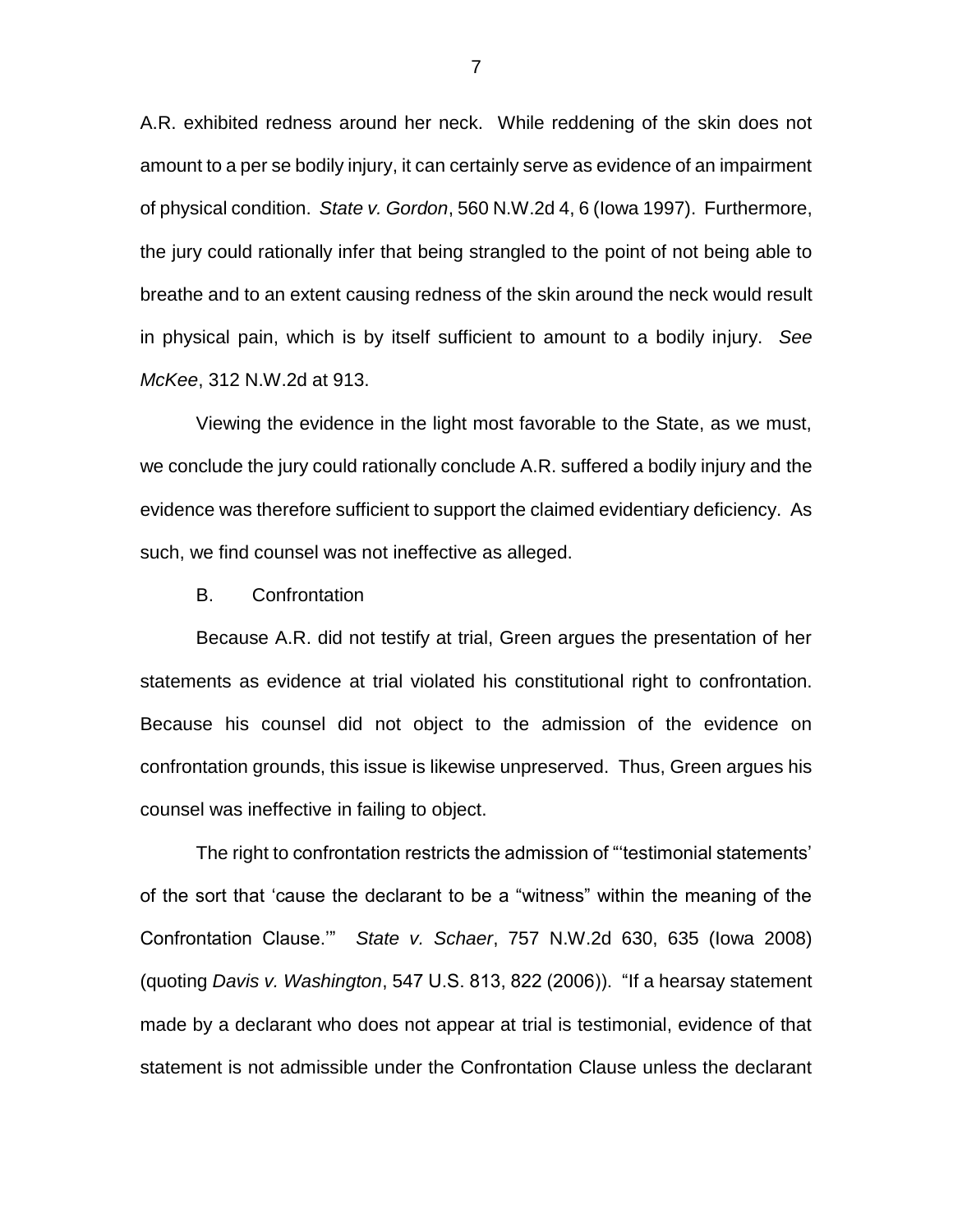A.R. exhibited redness around her neck. While reddening of the skin does not amount to a per se bodily injury, it can certainly serve as evidence of an impairment of physical condition. *State v. Gordon*, 560 N.W.2d 4, 6 (Iowa 1997). Furthermore, the jury could rationally infer that being strangled to the point of not being able to breathe and to an extent causing redness of the skin around the neck would result in physical pain, which is by itself sufficient to amount to a bodily injury. *See McKee*, 312 N.W.2d at 913.

Viewing the evidence in the light most favorable to the State, as we must, we conclude the jury could rationally conclude A.R. suffered a bodily injury and the evidence was therefore sufficient to support the claimed evidentiary deficiency. As such, we find counsel was not ineffective as alleged.

B. Confrontation

Because A.R. did not testify at trial, Green argues the presentation of her statements as evidence at trial violated his constitutional right to confrontation. Because his counsel did not object to the admission of the evidence on confrontation grounds, this issue is likewise unpreserved. Thus, Green argues his counsel was ineffective in failing to object.

The right to confrontation restricts the admission of "'testimonial statements' of the sort that 'cause the declarant to be a "witness" within the meaning of the Confrontation Clause.'" *State v. Schaer*, 757 N.W.2d 630, 635 (Iowa 2008) (quoting *Davis v. Washington*, 547 U.S. 813, 822 (2006)). "If a hearsay statement made by a declarant who does not appear at trial is testimonial, evidence of that statement is not admissible under the Confrontation Clause unless the declarant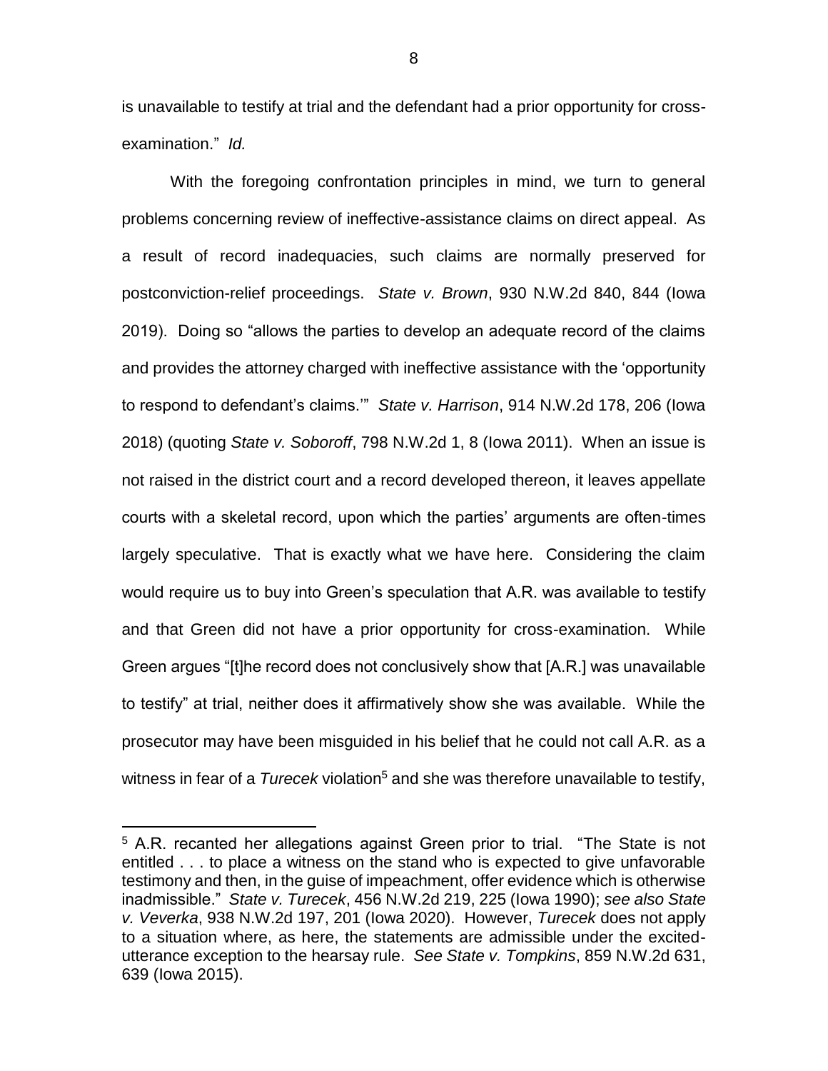is unavailable to testify at trial and the defendant had a prior opportunity for cross-examination." *Id.*

With the foregoing confrontation principles in mind, we turn to general problems concerning review of ineffective-assistance claims on direct appeal. As a result of record inadequacies, such claims are normally preserved for postconviction-relief proceedings. *State v. Brown*, 930 N.W.2d 840, 844 (Iowa 2019). Doing so "allows the parties to develop an adequate record of the claims and provides the attorney charged with ineffective assistance with the 'opportunity to respond to defendant's claims.'" *State v. Harrison*, 914 N.W.2d 178, 206 (Iowa 2018) (quoting *State v. Soboroff*, 798 N.W.2d 1, 8 (Iowa 2011). When an issue is not raised in the district court and a record developed thereon, it leaves appellate courts with a skeletal record, upon which the parties' arguments are often-times largely speculative. That is exactly what we have here. Considering the claim would require us to buy into Green's speculation that A.R. was available to testify and that Green did not have a prior opportunity for cross-examination. While Green argues "[t]he record does not conclusively show that [A.R.] was unavailable to testify" at trial, neither does it affirmatively show she was available. While the prosecutor may have been misguided in his belief that he could not call A.R. as a witness in fear of a *Turecek* violation[5] and she was therefore unavailable to testify,

---

[5] A.R. recanted her allegations against Green prior to trial. "The State is not entitled . . . to place a witness on the stand who is expected to give unfavorable testimony and then, in the guise of impeachment, offer evidence which is otherwise inadmissible." *State v. Turecek*, 456 N.W.2d 219, 225 (Iowa 1990); *see also State v. Veverka*, 938 N.W.2d 197, 201 (Iowa 2020). However, *Turecek* does not apply to a situation where, as here, the statements are admissible under the excited-utterance exception to the hearsay rule. *See State v. Tompkins*, 859 N.W.2d 631, 639 (Iowa 2015).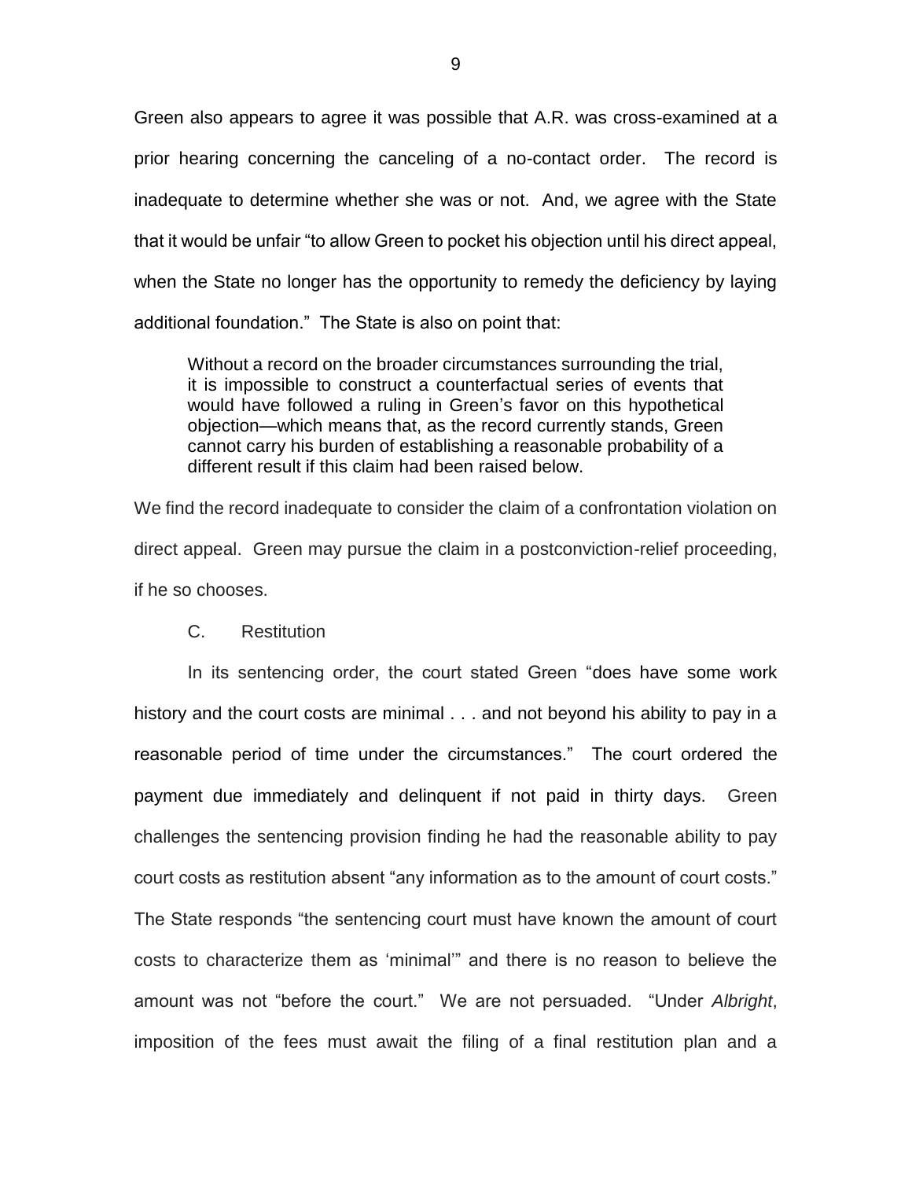Green also appears to agree it was possible that A.R. was cross-examined at a prior hearing concerning the canceling of a no-contact order. The record is inadequate to determine whether she was or not. And, we agree with the State that it would be unfair "to allow Green to pocket his objection until his direct appeal, when the State no longer has the opportunity to remedy the deficiency by laying additional foundation." The State is also on point that:

> Without a record on the broader circumstances surrounding the trial, it is impossible to construct a counterfactual series of events that would have followed a ruling in Green's favor on this hypothetical objection—which means that, as the record currently stands, Green cannot carry his burden of establishing a reasonable probability of a different result if this claim had been raised below.

We find the record inadequate to consider the claim of a confrontation violation on direct appeal. Green may pursue the claim in a postconviction-relief proceeding, if he so chooses.

C. Restitution

In its sentencing order, the court stated Green "does have some work history and the court costs are minimal . . . and not beyond his ability to pay in a reasonable period of time under the circumstances." The court ordered the payment due immediately and delinquent if not paid in thirty days. Green challenges the sentencing provision finding he had the reasonable ability to pay court costs as restitution absent "any information as to the amount of court costs." The State responds "the sentencing court must have known the amount of court costs to characterize them as 'minimal'" and there is no reason to believe the amount was not "before the court." We are not persuaded. "Under *Albright*, imposition of the fees must await the filing of a final restitution plan and a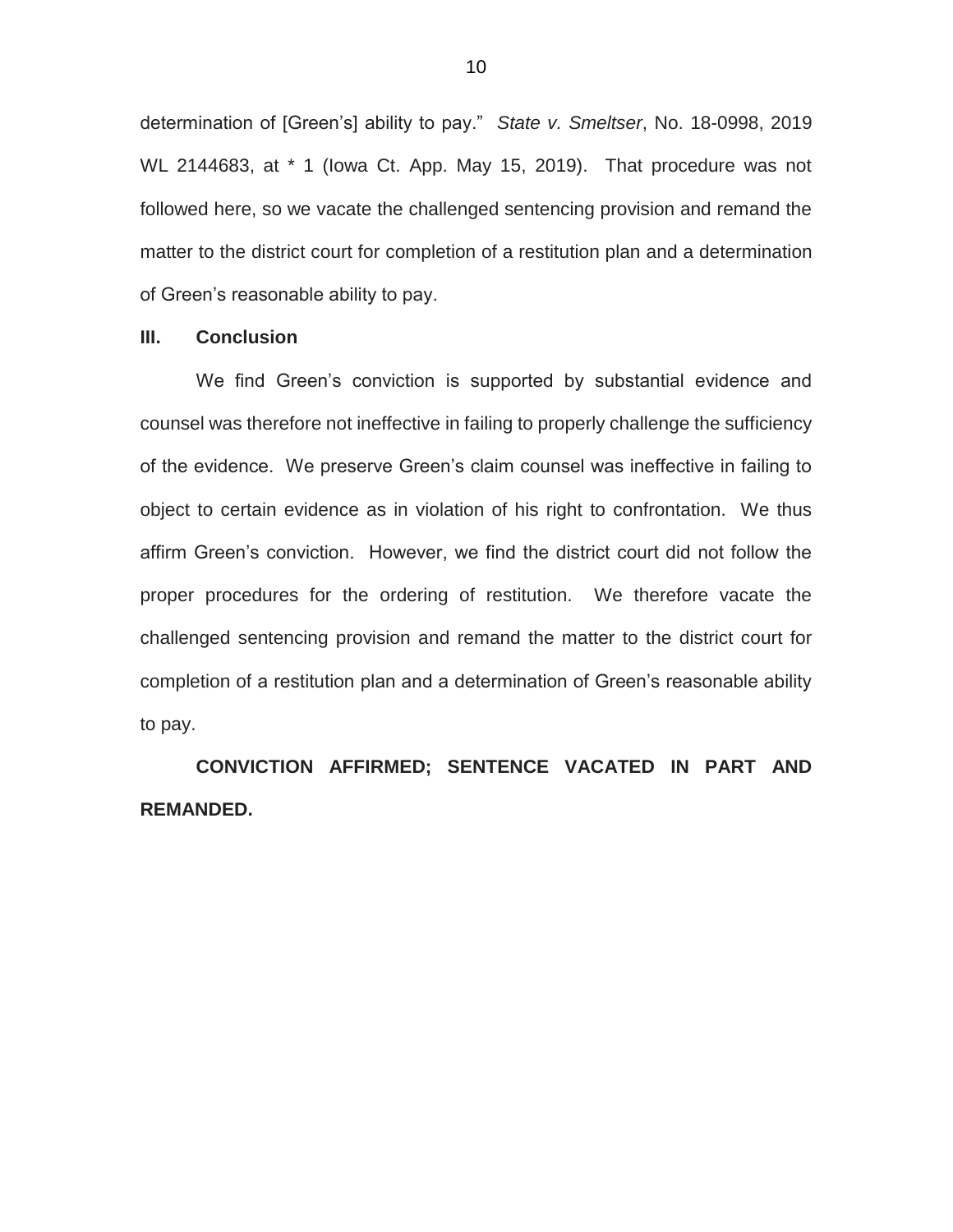determination of [Green's] ability to pay." *State v. Smeltser*, No. 18-0998, 2019 WL 2144683, at * 1 (Iowa Ct. App. May 15, 2019). That procedure was not followed here, so we vacate the challenged sentencing provision and remand the matter to the district court for completion of a restitution plan and a determination of Green's reasonable ability to pay.

## III. Conclusion

We find Green's conviction is supported by substantial evidence and counsel was therefore not ineffective in failing to properly challenge the sufficiency of the evidence. We preserve Green's claim counsel was ineffective in failing to object to certain evidence as in violation of his right to confrontation. We thus affirm Green's conviction. However, we find the district court did not follow the proper procedures for the ordering of restitution. We therefore vacate the challenged sentencing provision and remand the matter to the district court for completion of a restitution plan and a determination of Green's reasonable ability to pay.

**CONVICTION AFFIRMED; SENTENCE VACATED IN PART AND REMANDED.**